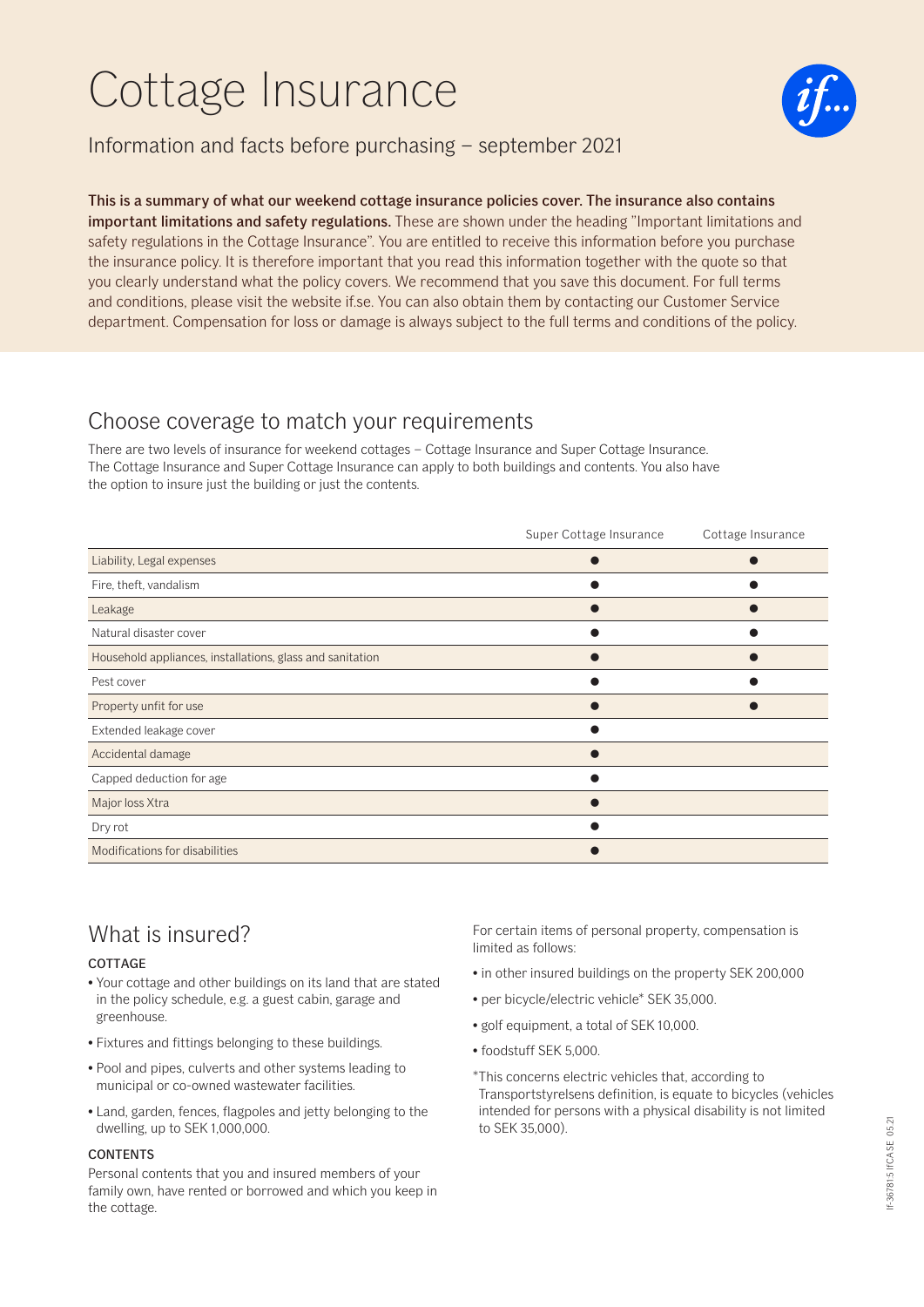# Cottage Insurance

Information and facts before purchasing – september 2021

**This is a summary of what our weekend cottage insurance policies cover. The insurance also contains important limitations and safety regulations.** These are shown under the heading "Important limitations and safety regulations in the Cottage Insurance". You are entitled to receive this information before you purchase the insurance policy. It is therefore important that you read this information together with the quote so that you clearly understand what the policy covers. We recommend that you save this document. For full terms and conditions, please visit the website if.se. You can also obtain them by contacting our Customer Service department. Compensation for loss or damage is always subject to the full terms and conditions of the policy.

## Choose coverage to match your requirements

There are two levels of insurance for weekend cottages – Cottage Insurance and Super Cottage Insurance. The Cottage Insurance and Super Cottage Insurance can apply to both buildings and contents. You also have the option to insure just the building or just the contents.

| | Super Cottage Insurance | Cottage Insurance |
|---|---|---|
| Liability, Legal expenses | ● | ● |
| Fire, theft, vandalism | ● | ● |
| Leakage | ● | ● |
| Natural disaster cover | ● | ● |
| Household appliances, installations, glass and sanitation | ● | ● |
| Pest cover | ● | ● |
| Property unfit for use | ● | ● |
| Extended leakage cover | ● | |
| Accidental damage | ● | |
| Capped deduction for age | ● | |
| Major loss Xtra | ● | |
| Dry rot | ● | |
| Modifications for disabilities | ● | |

## What is insured?

### COTTAGE

- Your cottage and other buildings on its land that are stated in the policy schedule, e.g. a guest cabin, garage and greenhouse.
- Fixtures and fittings belonging to these buildings.
- Pool and pipes, culverts and other systems leading to municipal or co-owned wastewater facilities.
- Land, garden, fences, flagpoles and jetty belonging to the dwelling, up to SEK 1,000,000.

### CONTENTS

Personal contents that you and insured members of your family own, have rented or borrowed and which you keep in the cottage.

For certain items of personal property, compensation is limited as follows:

- in other insured buildings on the property SEK 200,000
- per bicycle/electric vehicle* SEK 35,000.
- golf equipment, a total of SEK 10,000.
- foodstuff SEK 5,000.

*This concerns electric vehicles that, according to Transportstyrelsens definition, is equate to bicycles (vehicles intended for persons with a physical disability is not limited to SEK 35,000).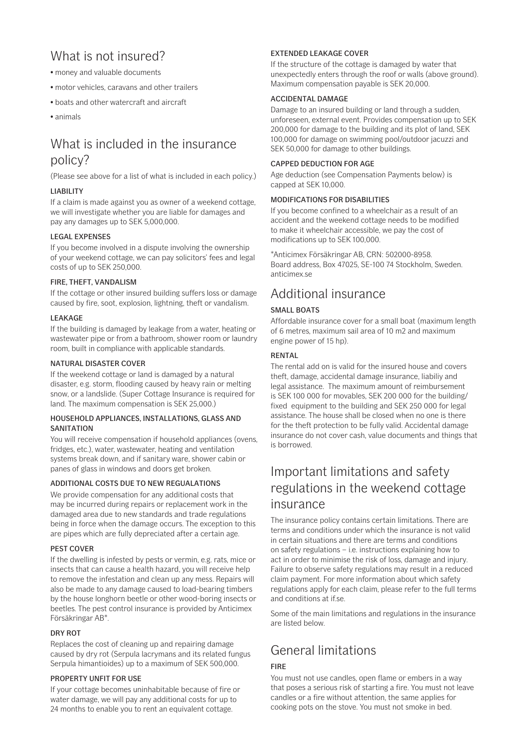## What is not insured?

- money and valuable documents
- motor vehicles, caravans and other trailers
- boats and other watercraft and aircraft
- animals

## What is included in the insurance policy?

(Please see above for a list of what is included in each policy.)

### LIABILITY

If a claim is made against you as owner of a weekend cottage, we will investigate whether you are liable for damages and pay any damages up to SEK 5,000,000.

### LEGAL EXPENSES

If you become involved in a dispute involving the ownership of your weekend cottage, we can pay solicitors' fees and legal costs of up to SEK 250,000.

### FIRE, THEFT, VANDALISM

If the cottage or other insured building suffers loss or damage caused by fire, soot, explosion, lightning, theft or vandalism.

### LEAKAGE

If the building is damaged by leakage from a water, heating or wastewater pipe or from a bathroom, shower room or laundry room, built in compliance with applicable standards.

### NATURAL DISASTER COVER

If the weekend cottage or land is damaged by a natural disaster, e.g. storm, flooding caused by heavy rain or melting snow, or a landslide. (Super Cottage Insurance is required for land. The maximum compensation is SEK 25,000.)

### HOUSEHOLD APPLIANCES, INSTALLATIONS, GLASS AND SANITATION

You will receive compensation if household appliances (ovens, fridges, etc.), water, wastewater, heating and ventilation systems break down, and if sanitary ware, shower cabin or panes of glass in windows and doors get broken.

### ADDITIONAL COSTS DUE TO NEW REGUALATIONS

We provide compensation for any additional costs that may be incurred during repairs or replacement work in the damaged area due to new standards and trade regulations being in force when the damage occurs. The exception to this are pipes which are fully depreciated after a certain age.

### PEST COVER

If the dwelling is infested by pests or vermin, e.g. rats, mice or insects that can cause a health hazard, you will receive help to remove the infestation and clean up any mess. Repairs will also be made to any damage caused to load-bearing timbers by the house longhorn beetle or other wood-boring insects or beetles. The pest control insurance is provided by Anticimex Försäkringar AB*.

### DRY ROT

Replaces the cost of cleaning up and repairing damage caused by dry rot (Serpula lacrymans and its related fungus Serpula himantioides) up to a maximum of SEK 500,000.

### PROPERTY UNFIT FOR USE

If your cottage becomes uninhabitable because of fire or water damage, we will pay any additional costs for up to 24 months to enable you to rent an equivalent cottage.

### EXTENDED LEAKAGE COVER

If the structure of the cottage is damaged by water that unexpectedly enters through the roof or walls (above ground). Maximum compensation payable is SEK 20,000.

### ACCIDENTAL DAMAGE

Damage to an insured building or land through a sudden, unforeseen, external event. Provides compensation up to SEK 200,000 for damage to the building and its plot of land, SEK 100,000 for damage on swimming pool/outdoor jacuzzi and SEK 50,000 for damage to other buildings.

### CAPPED DEDUCTION FOR AGE

Age deduction (see Compensation Payments below) is capped at SEK 10,000.

### MODIFICATIONS FOR DISABILITIES

If you become confined to a wheelchair as a result of an accident and the weekend cottage needs to be modified to make it wheelchair accessible, we pay the cost of modifications up to SEK 100,000.

*Anticimex Försäkringar AB, CRN: 502000-8958.
Board address, Box 47025, SE-100 74 Stockholm, Sweden.
anticimex.se

## Additional insurance

### SMALL BOATS

Affordable insurance cover for a small boat (maximum length of 6 metres, maximum sail area of 10 m2 and maximum engine power of 15 hp).

### RENTAL

The rental add on is valid for the insured house and covers theft, damage, accidental damage insurance, liabiliy and legal assistance. The maximum amount of reimbursement is SEK 100 000 for movables, SEK 200 000 for the building/ fixed equipment to the building and SEK 250 000 for legal assistance. The house shall be closed when no one is there for the theft protection to be fully valid. Accidental damage insurance do not cover cash, value documents and things that is borrowed.

## Important limitations and safety regulations in the weekend cottage insurance

The insurance policy contains certain limitations. There are terms and conditions under which the insurance is not valid in certain situations and there are terms and conditions on safety regulations – i.e. instructions explaining how to act in order to minimise the risk of loss, damage and injury. Failure to observe safety regulations may result in a reduced claim payment. For more information about which safety regulations apply for each claim, please refer to the full terms and conditions at if.se.

Some of the main limitations and regulations in the insurance are listed below.

## General limitations

### FIRE

You must not use candles, open flame or embers in a way that poses a serious risk of starting a fire. You must not leave candles or a fire without attention, the same applies for cooking pots on the stove. You must not smoke in bed.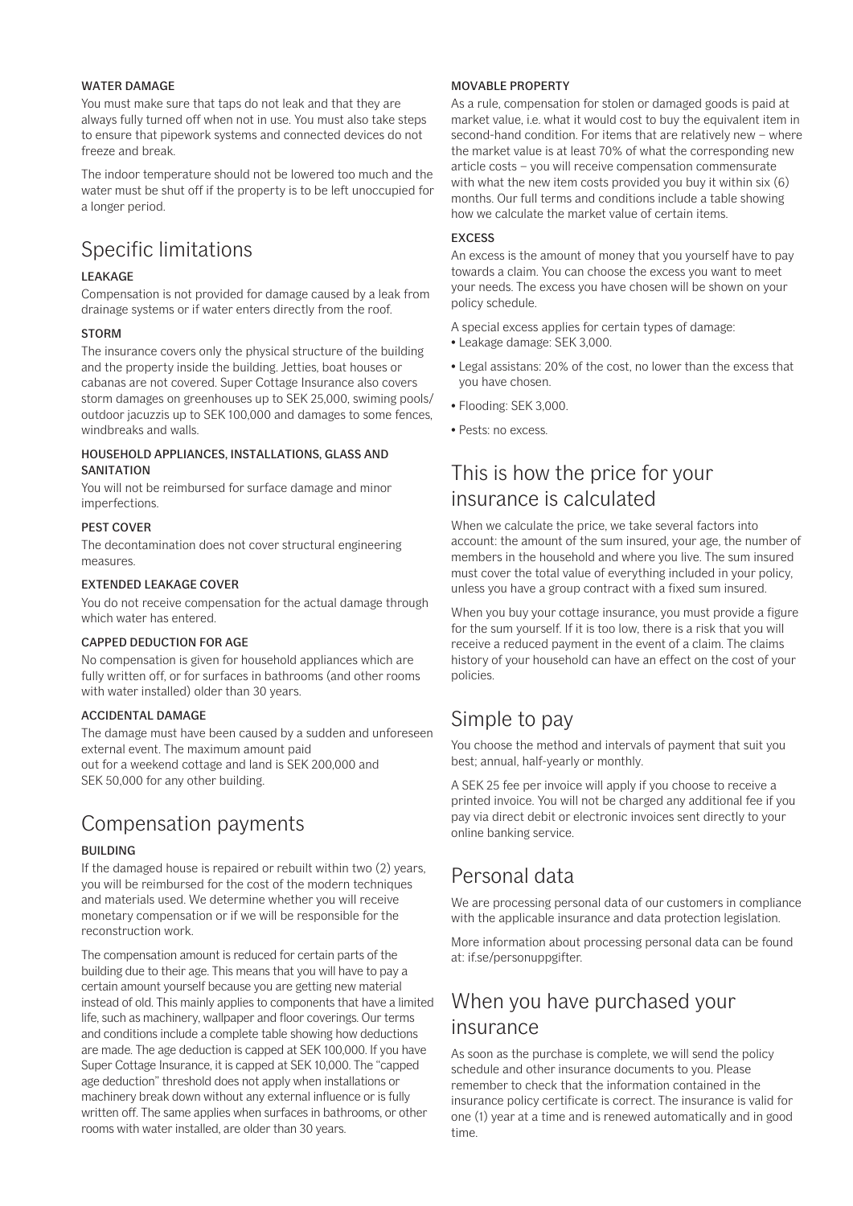#### WATER DAMAGE

You must make sure that taps do not leak and that they are always fully turned off when not in use. You must also take steps to ensure that pipework systems and connected devices do not freeze and break.

The indoor temperature should not be lowered too much and the water must be shut off if the property is to be left unoccupied for a longer period.

## Specific limitations

#### LEAKAGE

Compensation is not provided for damage caused by a leak from drainage systems or if water enters directly from the roof.

#### STORM

The insurance covers only the physical structure of the building and the property inside the building. Jetties, boat houses or cabanas are not covered. Super Cottage Insurance also covers storm damages on greenhouses up to SEK 25,000, swiming pools/ outdoor jacuzzis up to SEK 100,000 and damages to some fences, windbreaks and walls.

#### HOUSEHOLD APPLIANCES, INSTALLATIONS, GLASS AND SANITATION

You will not be reimbursed for surface damage and minor imperfections.

#### PEST COVER

The decontamination does not cover structural engineering measures.

#### EXTENDED LEAKAGE COVER

You do not receive compensation for the actual damage through which water has entered.

#### CAPPED DEDUCTION FOR AGE

No compensation is given for household appliances which are fully written off, or for surfaces in bathrooms (and other rooms with water installed) older than 30 years.

#### ACCIDENTAL DAMAGE

The damage must have been caused by a sudden and unforeseen external event. The maximum amount paid out for a weekend cottage and land is SEK 200,000 and SEK 50,000 for any other building.

## Compensation payments

#### BUILDING

If the damaged house is repaired or rebuilt within two (2) years, you will be reimbursed for the cost of the modern techniques and materials used. We determine whether you will receive monetary compensation or if we will be responsible for the reconstruction work.

The compensation amount is reduced for certain parts of the building due to their age. This means that you will have to pay a certain amount yourself because you are getting new material instead of old. This mainly applies to components that have a limited life, such as machinery, wallpaper and floor coverings. Our terms and conditions include a complete table showing how deductions are made. The age deduction is capped at SEK 100,000. If you have Super Cottage Insurance, it is capped at SEK 10,000. The "capped age deduction" threshold does not apply when installations or machinery break down without any external influence or is fully written off. The same applies when surfaces in bathrooms, or other rooms with water installed, are older than 30 years.

#### MOVABLE PROPERTY

As a rule, compensation for stolen or damaged goods is paid at market value, i.e. what it would cost to buy the equivalent item in second-hand condition. For items that are relatively new – where the market value is at least 70% of what the corresponding new article costs – you will receive compensation commensurate with what the new item costs provided you buy it within six (6) months. Our full terms and conditions include a table showing how we calculate the market value of certain items.

#### EXCESS

An excess is the amount of money that you yourself have to pay towards a claim. You can choose the excess you want to meet your needs. The excess you have chosen will be shown on your policy schedule.

A special excess applies for certain types of damage:

- Leakage damage: SEK 3,000.
- Legal assistans: 20% of the cost, no lower than the excess that you have chosen.
- Flooding: SEK 3,000.
- Pests: no excess.

## This is how the price for your insurance is calculated

When we calculate the price, we take several factors into account: the amount of the sum insured, your age, the number of members in the household and where you live. The sum insured must cover the total value of everything included in your policy, unless you have a group contract with a fixed sum insured.

When you buy your cottage insurance, you must provide a figure for the sum yourself. If it is too low, there is a risk that you will receive a reduced payment in the event of a claim. The claims history of your household can have an effect on the cost of your policies.

## Simple to pay

You choose the method and intervals of payment that suit you best; annual, half-yearly or monthly.

A SEK 25 fee per invoice will apply if you choose to receive a printed invoice. You will not be charged any additional fee if you pay via direct debit or electronic invoices sent directly to your online banking service.

## Personal data

We are processing personal data of our customers in compliance with the applicable insurance and data protection legislation.

More information about processing personal data can be found at: if.se/personuppgifter.

## When you have purchased your insurance

As soon as the purchase is complete, we will send the policy schedule and other insurance documents to you. Please remember to check that the information contained in the insurance policy certificate is correct. The insurance is valid for one (1) year at a time and is renewed automatically and in good time.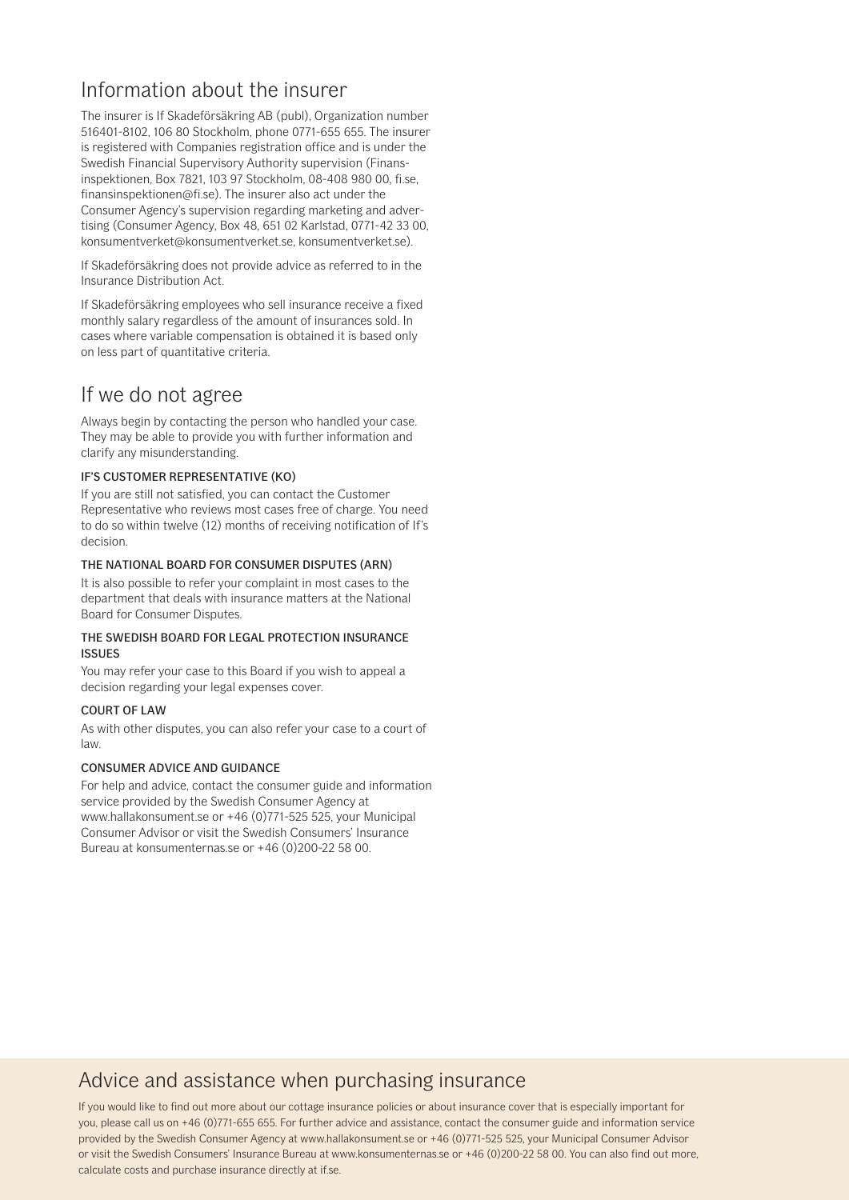## Information about the insurer

The insurer is If Skadeförsäkring AB (publ), Organization number 516401-8102, 106 80 Stockholm, phone 0771-655 655. The insurer is registered with Companies registration office and is under the Swedish Financial Supervisory Authority supervision (Finansinspektionen, Box 7821, 103 97 Stockholm, 08-408 980 00, fi.se, finansinspektionen@fi.se). The insurer also act under the Consumer Agency's supervision regarding marketing and advertising (Consumer Agency, Box 48, 651 02 Karlstad, 0771-42 33 00, konsumentverket@konsumentverket.se, konsumentverket.se).

If Skadeförsäkring does not provide advice as referred to in the Insurance Distribution Act.

If Skadeförsäkring employees who sell insurance receive a fixed monthly salary regardless of the amount of insurances sold. In cases where variable compensation is obtained it is based only on less part of quantitative criteria.

## If we do not agree

Always begin by contacting the person who handled your case. They may be able to provide you with further information and clarify any misunderstanding.

### IF'S CUSTOMER REPRESENTATIVE (KO)

If you are still not satisfied, you can contact the Customer Representative who reviews most cases free of charge. You need to do so within twelve (12) months of receiving notification of If's decision.

### THE NATIONAL BOARD FOR CONSUMER DISPUTES (ARN)

It is also possible to refer your complaint in most cases to the department that deals with insurance matters at the National Board for Consumer Disputes.

### THE SWEDISH BOARD FOR LEGAL PROTECTION INSURANCE ISSUES

You may refer your case to this Board if you wish to appeal a decision regarding your legal expenses cover.

### COURT OF LAW

As with other disputes, you can also refer your case to a court of law.

### CONSUMER ADVICE AND GUIDANCE

For help and advice, contact the consumer guide and information service provided by the Swedish Consumer Agency at www.hallakonsument.se or +46 (0)771-525 525, your Municipal Consumer Advisor or visit the Swedish Consumers' Insurance Bureau at konsumenternas.se or +46 (0)200-22 58 00.

## Advice and assistance when purchasing insurance

If you would like to find out more about our cottage insurance policies or about insurance cover that is especially important for you, please call us on +46 (0)771-655 655. For further advice and assistance, contact the consumer guide and information service provided by the Swedish Consumer Agency at www.hallakonsument.se or +46 (0)771-525 525, your Municipal Consumer Advisor or visit the Swedish Consumers' Insurance Bureau at www.konsumenternas.se or +46 (0)200-22 58 00. You can also find out more, calculate costs and purchase insurance directly at if.se.